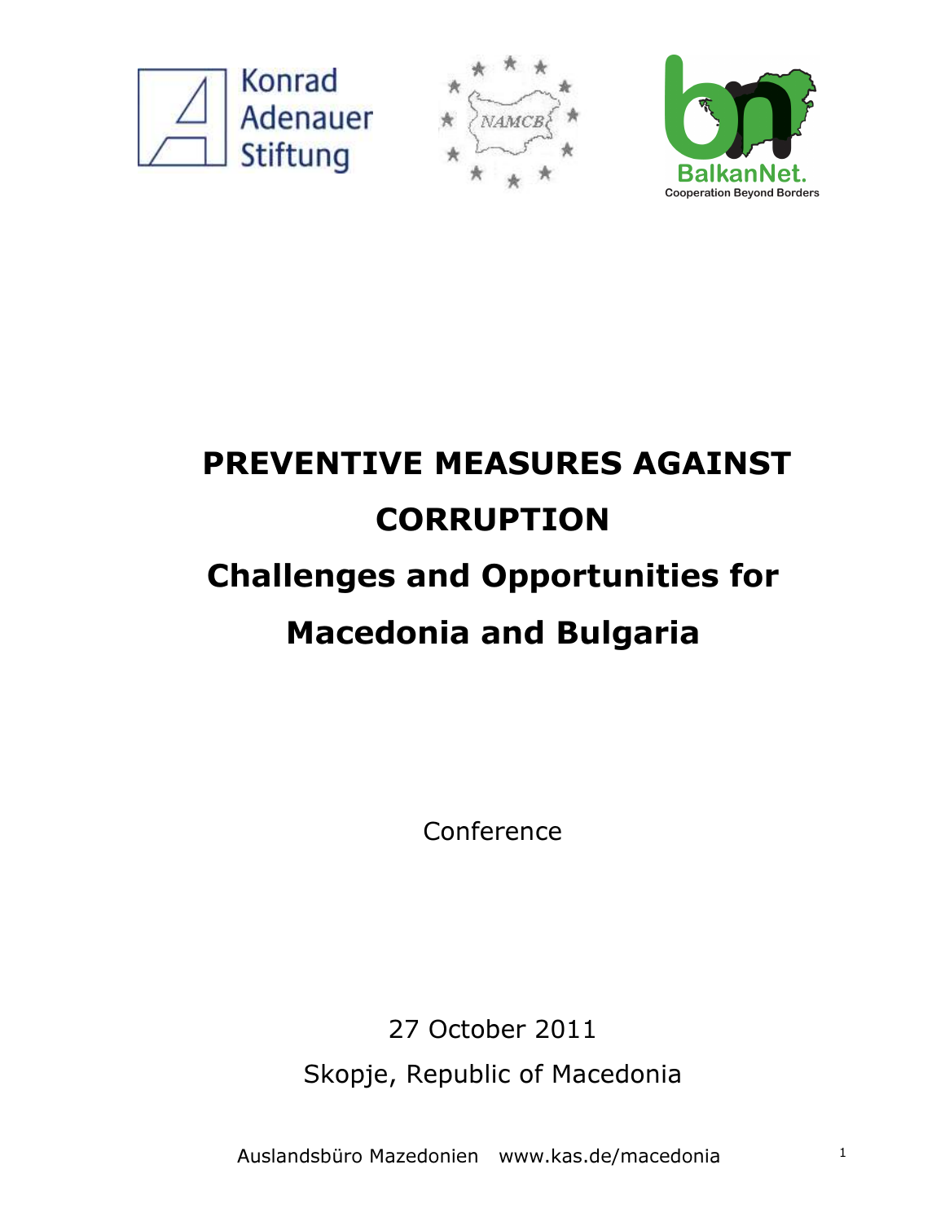Konrad Adenauer Stiftung

NAMCB

BalkanNet.
Cooperation Beyond Borders

# PREVENTIVE MEASURES AGAINST CORRUPTION

## Challenges and Opportunities for Macedonia and Bulgaria

Conference

27 October 2011

Skopje, Republic of Macedonia

Auslandsbüro Mazedonien www.kas.de/macedonia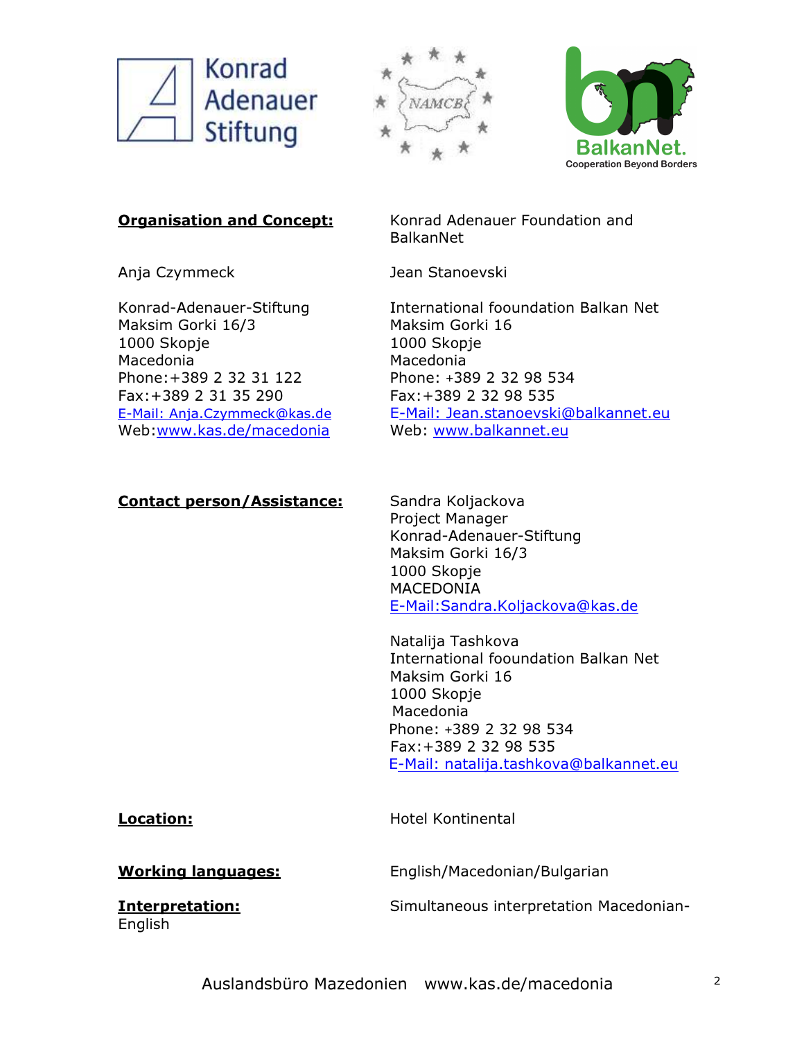**Organisation and Concept:** Konrad Adenauer Foundation and BalkanNet

Anja Czymmeck

Konrad-Adenauer-Stiftung
Maksim Gorki 16/3
1000 Skopje
Macedonia
Phone:+389 2 32 31 122
Fax:+389 2 31 35 290
E-Mail: Anja.Czymmeck@kas.de
Web:www.kas.de/macedonia

Jean Stanoevski

International fooundation Balkan Net
Maksim Gorki 16
1000 Skopje
Macedonia
Phone: +389 2 32 98 534
Fax:+389 2 32 98 535
E-Mail: Jean.stanoevski@balkannet.eu
Web: www.balkannet.eu

**Contact person/Assistance:**

Sandra Koljackova
Project Manager
Konrad-Adenauer-Stiftung
Maksim Gorki 16/3
1000 Skopje
MACEDONIA
E-Mail:Sandra.Koljackova@kas.de

Natalija Tashkova
International fooundation Balkan Net
Maksim Gorki 16
1000 Skopje
Macedonia
Phone: +389 2 32 98 534
Fax:+389 2 32 98 535
E-Mail: natalija.tashkova@balkannet.eu

**Location:** Hotel Kontinental

**Working languages:** English/Macedonian/Bulgarian

**Interpretation:** Simultaneous interpretation Macedonian-English

Auslandsbüro Mazedonien www.kas.de/macedonia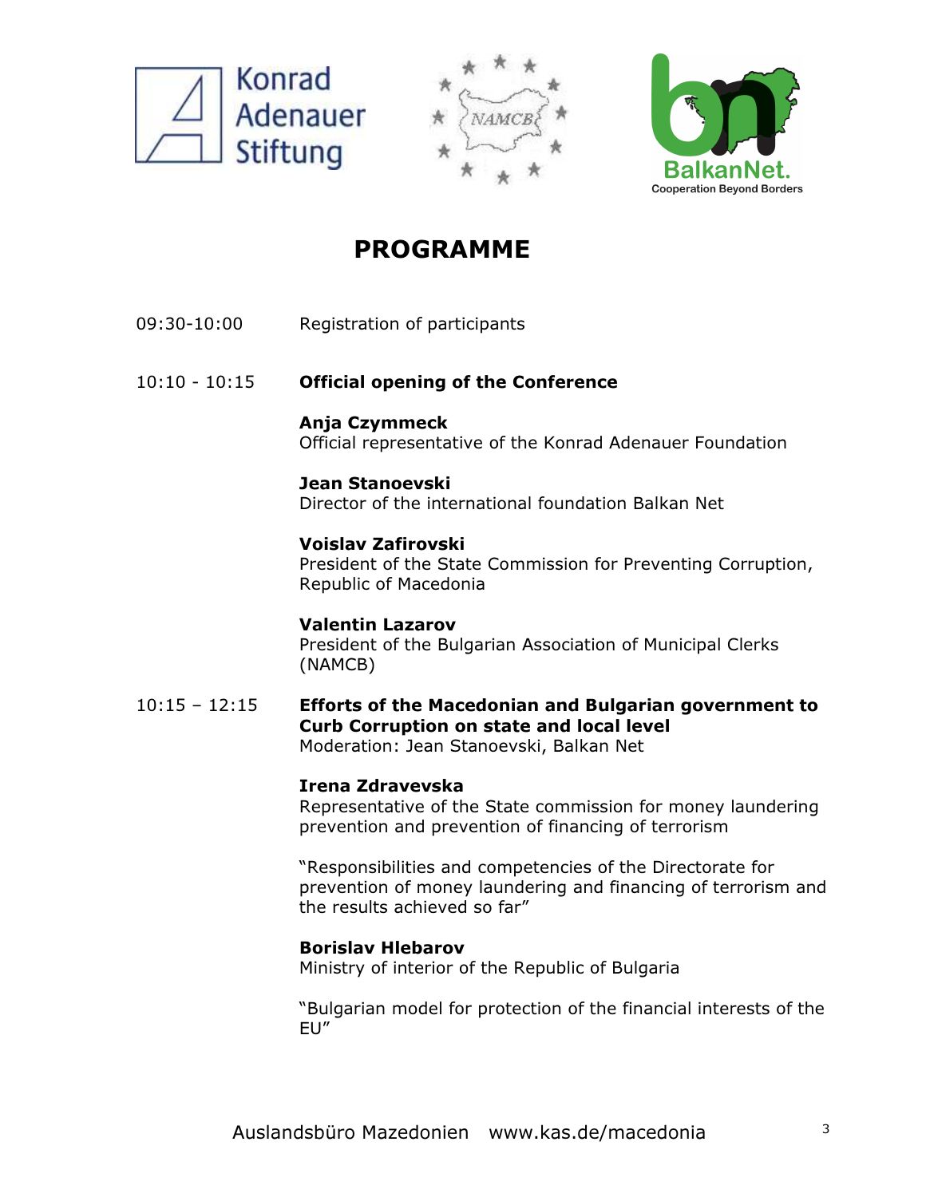# PROGRAMME

09:30-10:00 Registration of participants

10:10 - 10:15 **Official opening of the Conference**

**Anja Czymmeck**
Official representative of the Konrad Adenauer Foundation

**Jean Stanoevski**
Director of the international foundation Balkan Net

**Voislav Zafirovski**
President of the State Commission for Preventing Corruption, Republic of Macedonia

**Valentin Lazarov**
President of the Bulgarian Association of Municipal Clerks (NAMCB)

10:15 – 12:15 **Efforts of the Macedonian and Bulgarian government to Curb Corruption on state and local level**
Moderation: Jean Stanoevski, Balkan Net

**Irena Zdravevska**
Representative of the State commission for money laundering prevention and prevention of financing of terrorism

"Responsibilities and competencies of the Directorate for prevention of money laundering and financing of terrorism and the results achieved so far"

**Borislav Hlebarov**
Ministry of interior of the Republic of Bulgaria

"Bulgarian model for protection of the financial interests of the EU"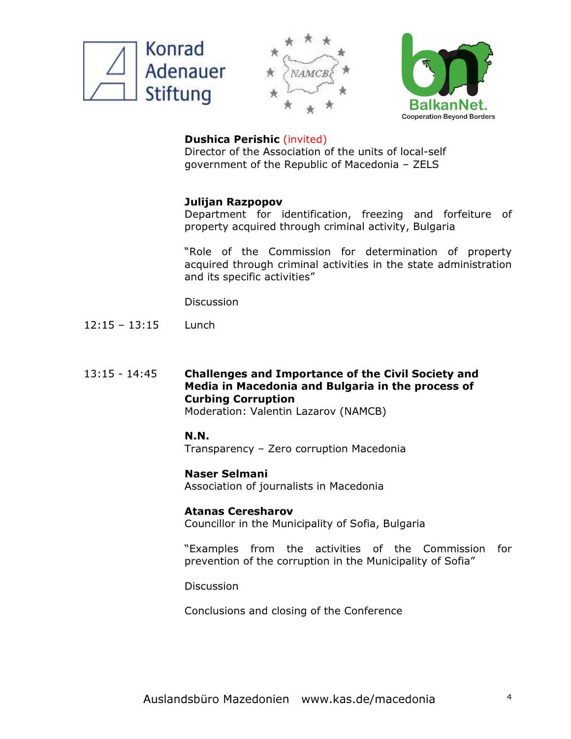**Dushica Perishic** (invited)
Director of the Association of the units of local-self government of the Republic of Macedonia – ZELS

**Julijan Razpopov**
Department for identification, freezing and forfeiture of property acquired through criminal activity, Bulgaria

"Role of the Commission for determination of property acquired through criminal activities in the state administration and its specific activities"

Discussion

12:15 – 13:15 Lunch

13:15 - 14:45 **Challenges and Importance of the Civil Society and Media in Macedonia and Bulgaria in the process of Curbing Corruption**
Moderation: Valentin Lazarov (NAMCB)

**N.N.**
Transparency – Zero corruption Macedonia

**Naser Selmani**
Association of journalists in Macedonia

**Atanas Ceresharov**
Councillor in the Municipality of Sofia, Bulgaria

"Examples from the activities of the Commission for prevention of the corruption in the Municipality of Sofia"

Discussion

Conclusions and closing of the Conference